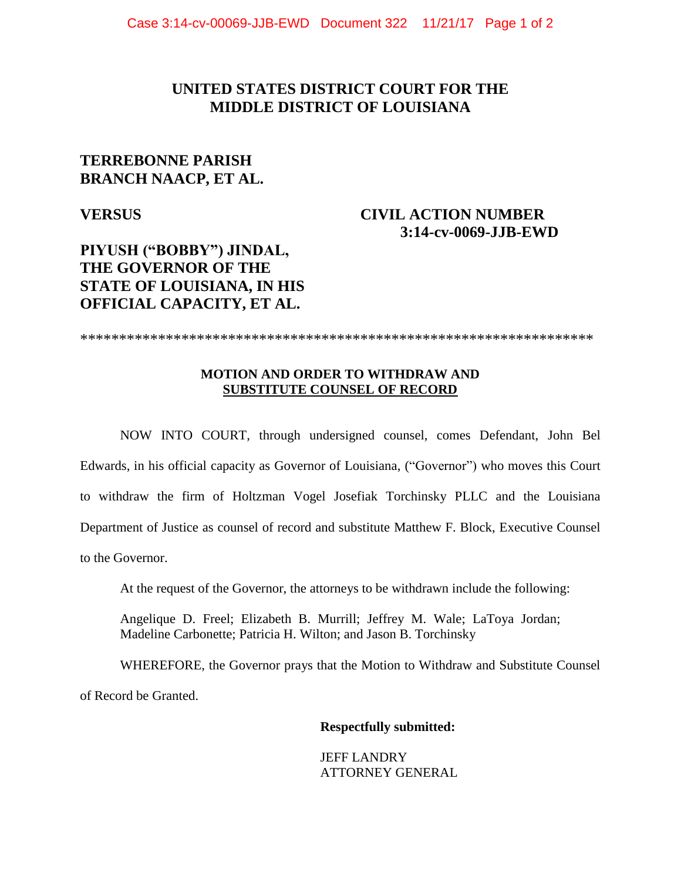**UNITED STATES DISTRICT COURT FOR THE MIDDLE DISTRICT OF LOUISIANA**

**TERREBONNE PARISH BRANCH NAACP, ET AL.**

**VERSUS** **CIVIL ACTION NUMBER 3:14-cv-0069-JJB-EWD**

**PIYUSH ("BOBBY") JINDAL, THE GOVERNOR OF THE STATE OF LOUISIANA, IN HIS OFFICIAL CAPACITY, ET AL.**

\*\*\*\*\*\*\*\*\*\*\*\*\*\*\*\*\*\*\*\*\*\*\*\*\*\*\*\*\*\*\*\*\*\*\*\*\*\*\*\*\*\*\*\*\*\*\*\*\*\*\*\*\*\*\*\*\*\*\*\*\*\*\*\*\*

**MOTION AND ORDER TO WITHDRAW AND SUBSTITUTE COUNSEL OF RECORD**

NOW INTO COURT, through undersigned counsel, comes Defendant, John Bel Edwards, in his official capacity as Governor of Louisiana, ("Governor") who moves this Court to withdraw the firm of Holtzman Vogel Josefiak Torchinsky PLLC and the Louisiana Department of Justice as counsel of record and substitute Matthew F. Block, Executive Counsel to the Governor.

At the request of the Governor, the attorneys to be withdrawn include the following:

Angelique D. Freel; Elizabeth B. Murrill; Jeffrey M. Wale; LaToya Jordan; Madeline Carbonette; Patricia H. Wilton; and Jason B. Torchinsky

WHEREFORE, the Governor prays that the Motion to Withdraw and Substitute Counsel of Record be Granted.

**Respectfully submitted:**

JEFF LANDRY
ATTORNEY GENERAL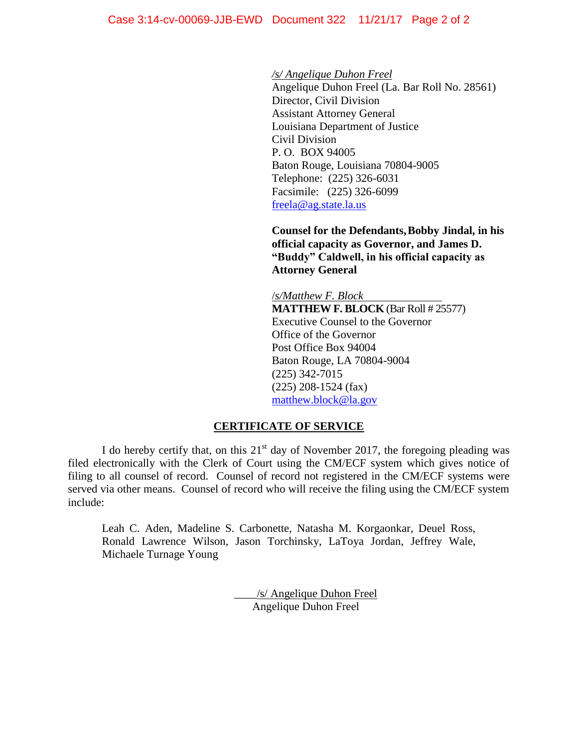*/s/ Angelique Duhon Freel*
Angelique Duhon Freel (La. Bar Roll No. 28561)
Director, Civil Division
Assistant Attorney General
Louisiana Department of Justice
Civil Division
P. O. BOX 94005
Baton Rouge, Louisiana 70804-9005
Telephone: (225) 326-6031
Facsimile: (225) 326-6099
freela@ag.state.la.us

**Counsel for the Defendants, Bobby Jindal, in his official capacity as Governor, and James D. "Buddy" Caldwell, in his official capacity as Attorney General**

*/s/Matthew F. Block*
**MATTHEW F. BLOCK** (Bar Roll # 25577)
Executive Counsel to the Governor
Office of the Governor
Post Office Box 94004
Baton Rouge, LA 70804-9004
(225) 342-7015
(225) 208-1524 (fax)
matthew.block@la.gov

## CERTIFICATE OF SERVICE

I do hereby certify that, on this 21st day of November 2017, the foregoing pleading was filed electronically with the Clerk of Court using the CM/ECF system which gives notice of filing to all counsel of record. Counsel of record not registered in the CM/ECF systems were served via other means. Counsel of record who will receive the filing using the CM/ECF system include:

Leah C. Aden, Madeline S. Carbonette, Natasha M. Korgaonkar, Deuel Ross, Ronald Lawrence Wilson, Jason Torchinsky, LaToya Jordan, Jeffrey Wale, Michaele Turnage Young

/s/ Angelique Duhon Freel
Angelique Duhon Freel